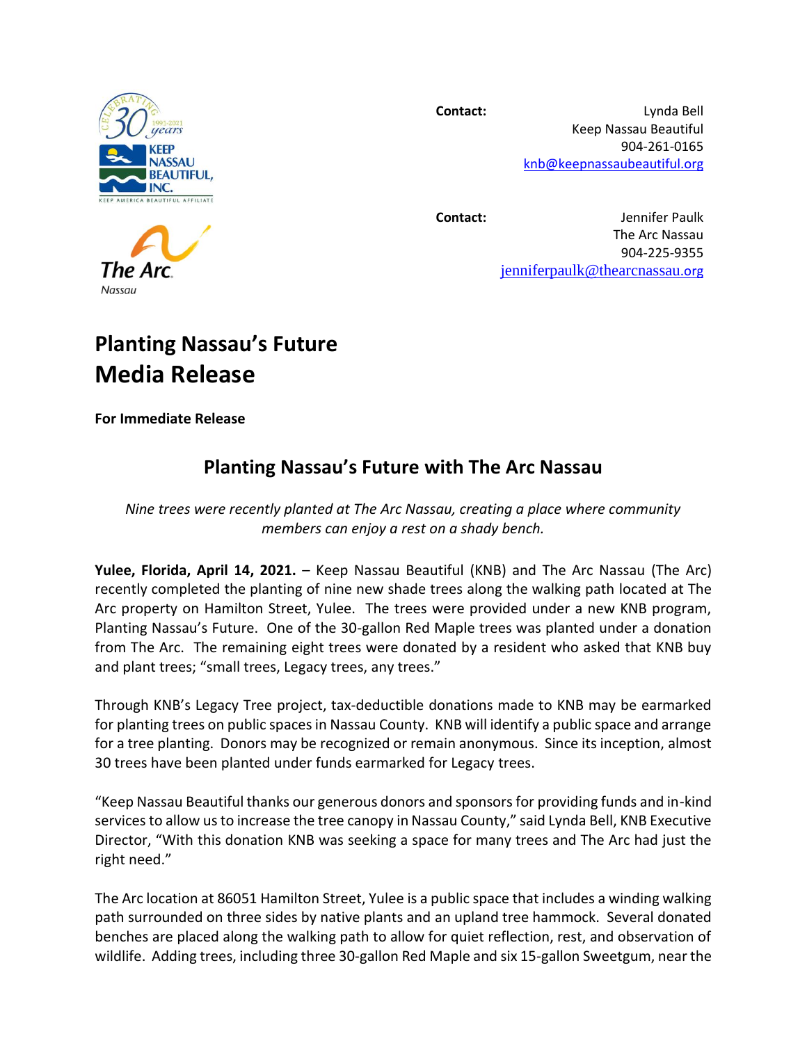**Contact:** Lynda Bell
Keep Nassau Beautiful
904-261-0165
knb@keepnassaubeautiful.org

**Contact:** Jennifer Paulk
The Arc Nassau
904-225-9355
jenniferpaulk@thearcnassau.org

# Planting Nassau's Future
# Media Release

**For Immediate Release**

## Planting Nassau's Future with The Arc Nassau

*Nine trees were recently planted at The Arc Nassau, creating a place where community members can enjoy a rest on a shady bench.*

**Yulee, Florida, April 14, 2021.** – Keep Nassau Beautiful (KNB) and The Arc Nassau (The Arc) recently completed the planting of nine new shade trees along the walking path located at The Arc property on Hamilton Street, Yulee. The trees were provided under a new KNB program, Planting Nassau's Future. One of the 30-gallon Red Maple trees was planted under a donation from The Arc. The remaining eight trees were donated by a resident who asked that KNB buy and plant trees; "small trees, Legacy trees, any trees."

Through KNB's Legacy Tree project, tax-deductible donations made to KNB may be earmarked for planting trees on public spaces in Nassau County. KNB will identify a public space and arrange for a tree planting. Donors may be recognized or remain anonymous. Since its inception, almost 30 trees have been planted under funds earmarked for Legacy trees.

"Keep Nassau Beautiful thanks our generous donors and sponsors for providing funds and in-kind services to allow us to increase the tree canopy in Nassau County," said Lynda Bell, KNB Executive Director, "With this donation KNB was seeking a space for many trees and The Arc had just the right need."

The Arc location at 86051 Hamilton Street, Yulee is a public space that includes a winding walking path surrounded on three sides by native plants and an upland tree hammock. Several donated benches are placed along the walking path to allow for quiet reflection, rest, and observation of wildlife. Adding trees, including three 30-gallon Red Maple and six 15-gallon Sweetgum, near the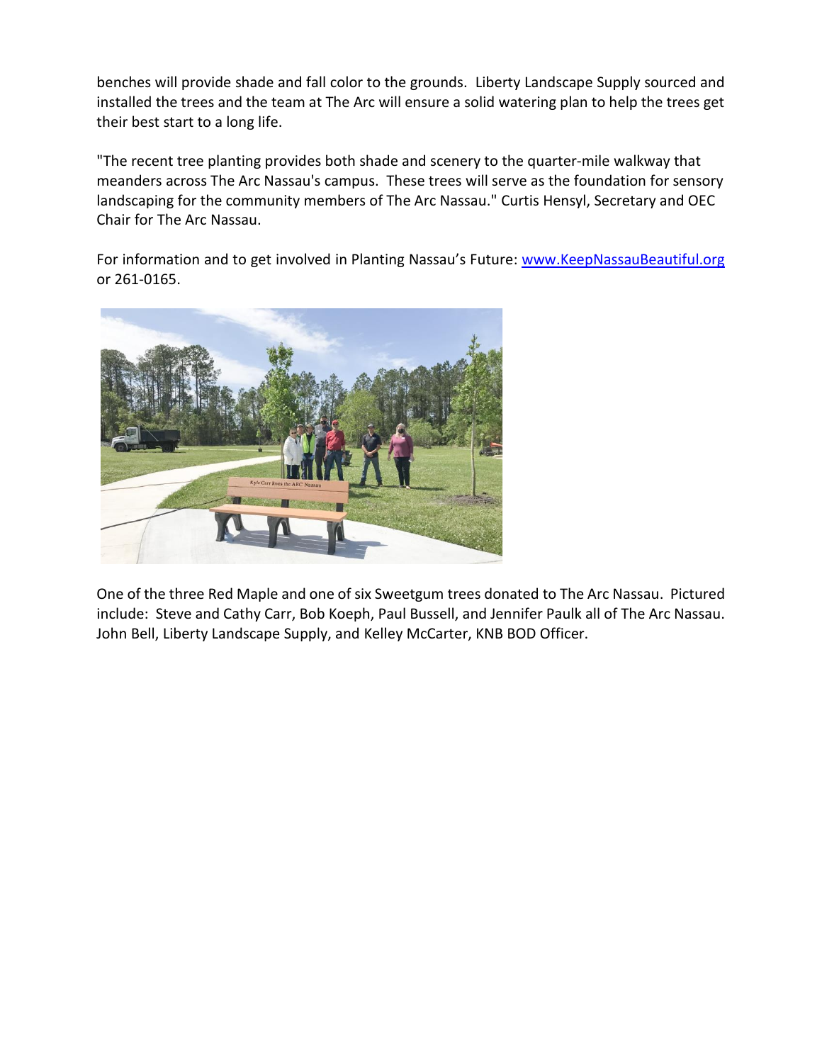benches will provide shade and fall color to the grounds. Liberty Landscape Supply sourced and installed the trees and the team at The Arc will ensure a solid watering plan to help the trees get their best start to a long life.

"The recent tree planting provides both shade and scenery to the quarter-mile walkway that meanders across The Arc Nassau's campus. These trees will serve as the foundation for sensory landscaping for the community members of The Arc Nassau." Curtis Hensyl, Secretary and OEC Chair for The Arc Nassau.

For information and to get involved in Planting Nassau's Future: [www.KeepNassauBeautiful.org](http://www.KeepNassauBeautiful.org) or 261-0165.

One of the three Red Maple and one of six Sweetgum trees donated to The Arc Nassau. Pictured include: Steve and Cathy Carr, Bob Koeph, Paul Bussell, and Jennifer Paulk all of The Arc Nassau. John Bell, Liberty Landscape Supply, and Kelley McCarter, KNB BOD Officer.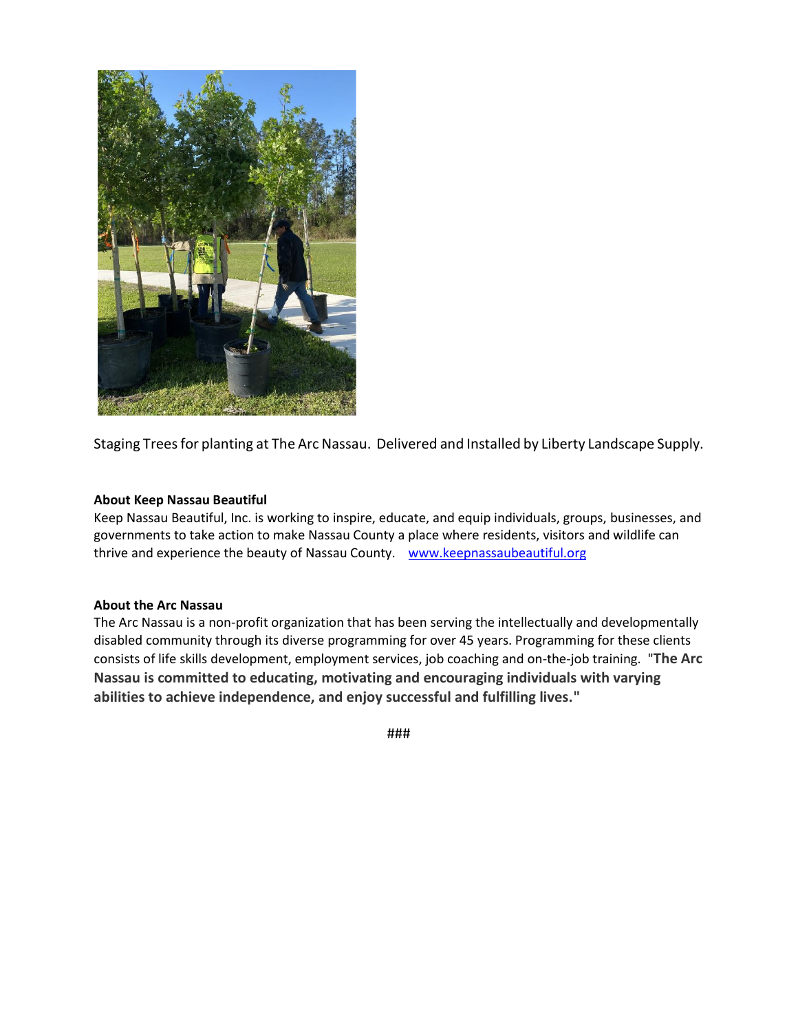Staging Trees for planting at The Arc Nassau. Delivered and Installed by Liberty Landscape Supply.

**About Keep Nassau Beautiful**
Keep Nassau Beautiful, Inc. is working to inspire, educate, and equip individuals, groups, businesses, and governments to take action to make Nassau County a place where residents, visitors and wildlife can thrive and experience the beauty of Nassau County. [www.keepnassaubeautiful.org](http://www.keepnassaubeautiful.org)

**About the Arc Nassau**
The Arc Nassau is a non-profit organization that has been serving the intellectually and developmentally disabled community through its diverse programming for over 45 years. Programming for these clients consists of life skills development, employment services, job coaching and on-the-job training. **"The Arc Nassau is committed to educating, motivating and encouraging individuals with varying abilities to achieve independence, and enjoy successful and fulfilling lives."**

###